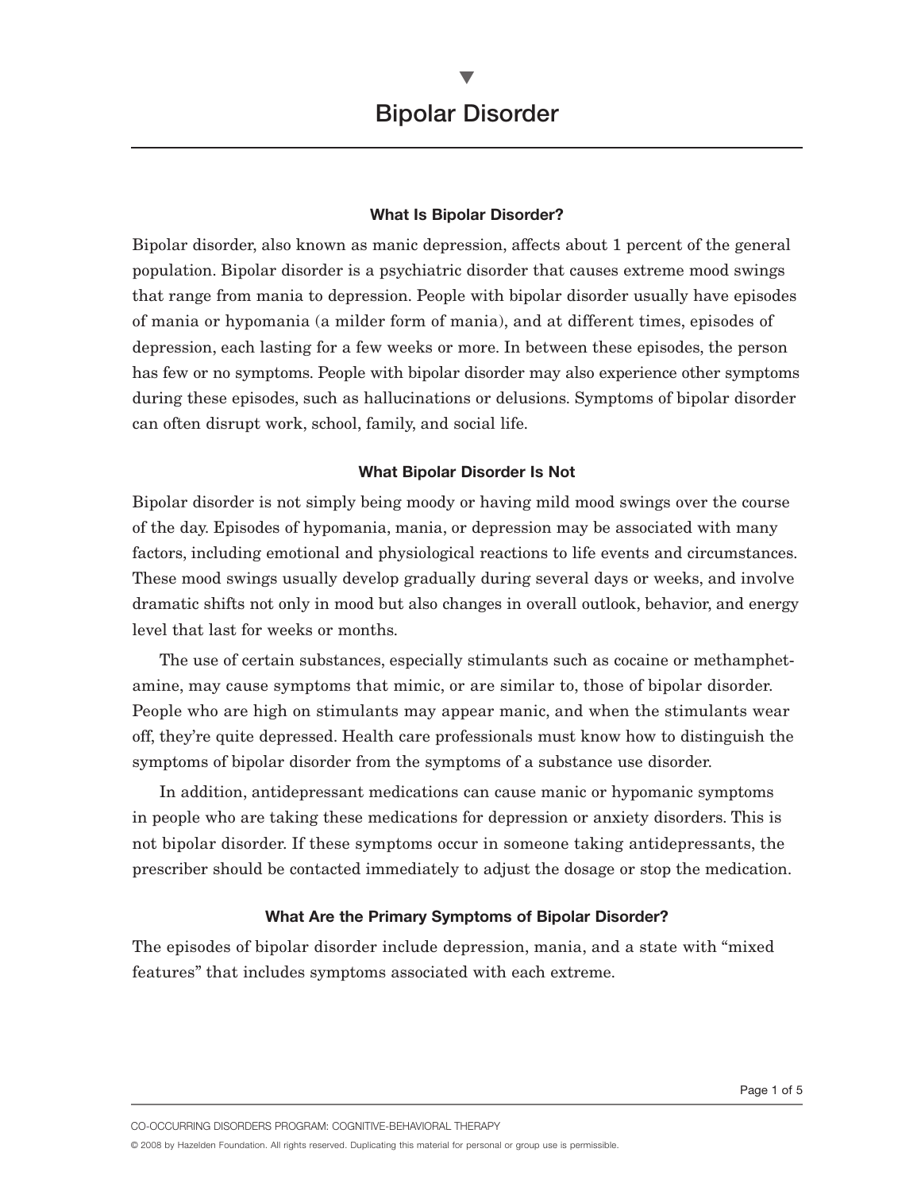# Bipolar Disorder

### What Is Bipolar Disorder?

Bipolar disorder, also known as manic depression, affects about 1 percent of the general population. Bipolar disorder is a psychiatric disorder that causes extreme mood swings that range from mania to depression. People with bipolar disorder usually have episodes of mania or hypomania (a milder form of mania), and at different times, episodes of depression, each lasting for a few weeks or more. In between these episodes, the person has few or no symptoms. People with bipolar disorder may also experience other symptoms during these episodes, such as hallucinations or delusions. Symptoms of bipolar disorder can often disrupt work, school, family, and social life.

### What Bipolar Disorder Is Not

Bipolar disorder is not simply being moody or having mild mood swings over the course of the day. Episodes of hypomania, mania, or depression may be associated with many factors, including emotional and physiological reactions to life events and circumstances. These mood swings usually develop gradually during several days or weeks, and involve dramatic shifts not only in mood but also changes in overall outlook, behavior, and energy level that last for weeks or months.

The use of certain substances, especially stimulants such as cocaine or methamphetamine, may cause symptoms that mimic, or are similar to, those of bipolar disorder. People who are high on stimulants may appear manic, and when the stimulants wear off, they're quite depressed. Health care professionals must know how to distinguish the symptoms of bipolar disorder from the symptoms of a substance use disorder.

In addition, antidepressant medications can cause manic or hypomanic symptoms in people who are taking these medications for depression or anxiety disorders. This is not bipolar disorder. If these symptoms occur in someone taking antidepressants, the prescriber should be contacted immediately to adjust the dosage or stop the medication.

### What Are the Primary Symptoms of Bipolar Disorder?

The episodes of bipolar disorder include depression, mania, and a state with "mixed features" that includes symptoms associated with each extreme.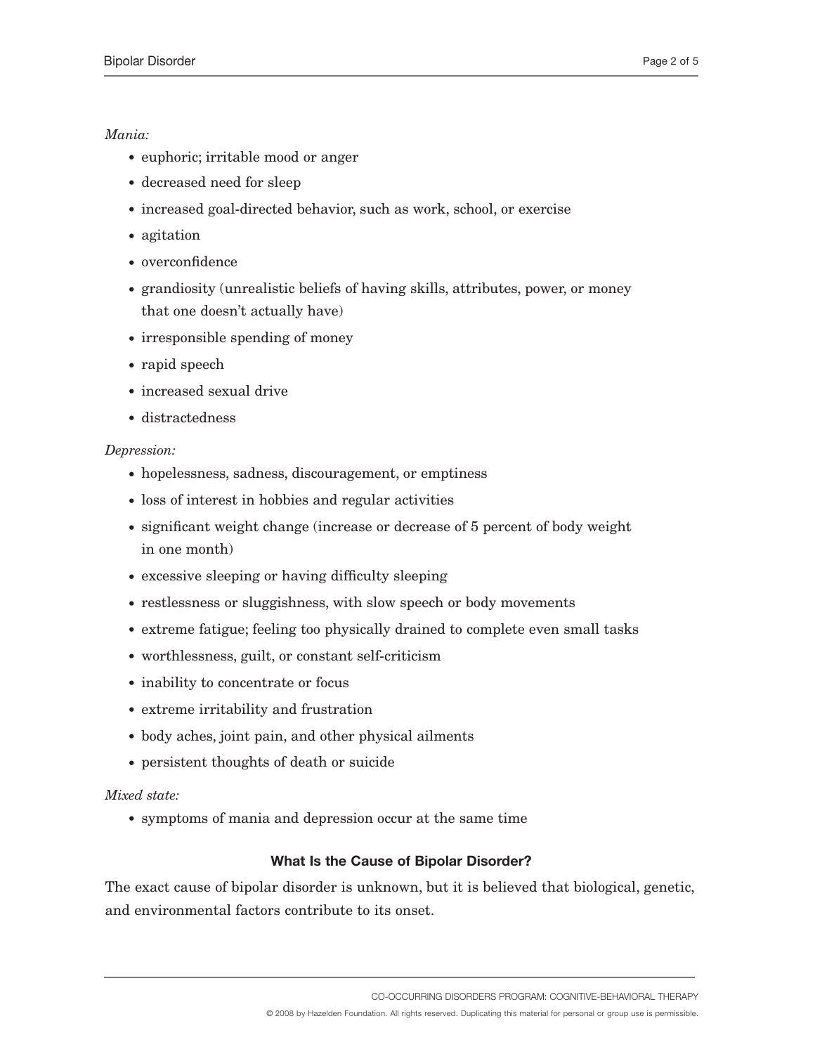*Mania:*

- euphoric; irritable mood or anger
- decreased need for sleep
- increased goal-directed behavior, such as work, school, or exercise
- agitation
- overconfidence
- grandiosity (unrealistic beliefs of having skills, attributes, power, or money that one doesn't actually have)
- irresponsible spending of money
- rapid speech
- increased sexual drive
- distractedness

*Depression:*

- hopelessness, sadness, discouragement, or emptiness
- loss of interest in hobbies and regular activities
- significant weight change (increase or decrease of 5 percent of body weight in one month)
- excessive sleeping or having difficulty sleeping
- restlessness or sluggishness, with slow speech or body movements
- extreme fatigue; feeling too physically drained to complete even small tasks
- worthlessness, guilt, or constant self-criticism
- inability to concentrate or focus
- extreme irritability and frustration
- body aches, joint pain, and other physical ailments
- persistent thoughts of death or suicide

*Mixed state:*

- symptoms of mania and depression occur at the same time

**What Is the Cause of Bipolar Disorder?**

The exact cause of bipolar disorder is unknown, but it is believed that biological, genetic, and environmental factors contribute to its onset.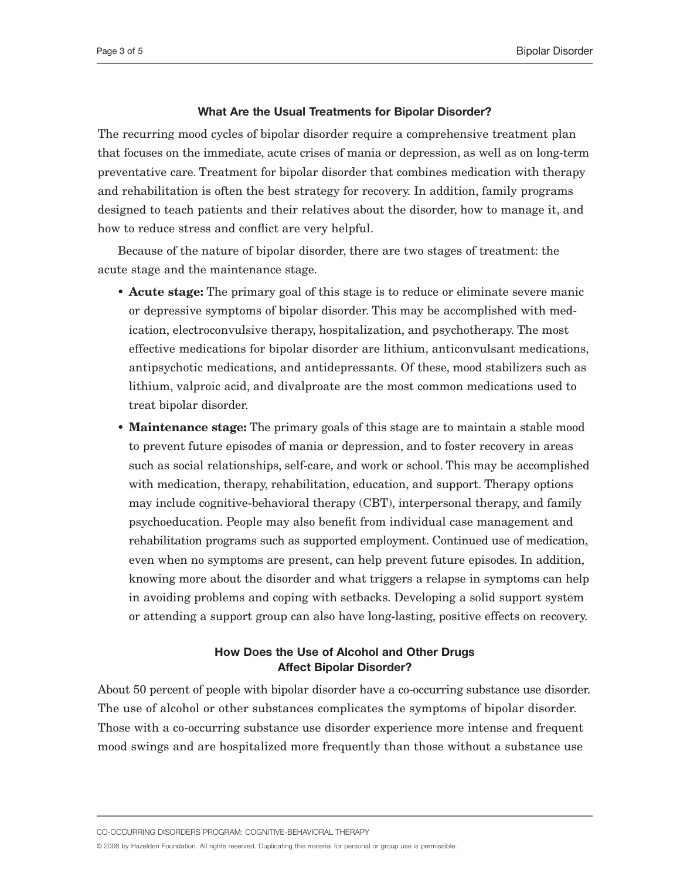### What Are the Usual Treatments for Bipolar Disorder?

The recurring mood cycles of bipolar disorder require a comprehensive treatment plan that focuses on the immediate, acute crises of mania or depression, as well as on long-term preventative care. Treatment for bipolar disorder that combines medication with therapy and rehabilitation is often the best strategy for recovery. In addition, family programs designed to teach patients and their relatives about the disorder, how to manage it, and how to reduce stress and conflict are very helpful.

Because of the nature of bipolar disorder, there are two stages of treatment: the acute stage and the maintenance stage.

- **Acute stage:** The primary goal of this stage is to reduce or eliminate severe manic or depressive symptoms of bipolar disorder. This may be accomplished with medication, electroconvulsive therapy, hospitalization, and psychotherapy. The most effective medications for bipolar disorder are lithium, anticonvulsant medications, antipsychotic medications, and antidepressants. Of these, mood stabilizers such as lithium, valproic acid, and divalproate are the most common medications used to treat bipolar disorder.
- **Maintenance stage:** The primary goals of this stage are to maintain a stable mood to prevent future episodes of mania or depression, and to foster recovery in areas such as social relationships, self-care, and work or school. This may be accomplished with medication, therapy, rehabilitation, education, and support. Therapy options may include cognitive-behavioral therapy (CBT), interpersonal therapy, and family psychoeducation. People may also benefit from individual case management and rehabilitation programs such as supported employment. Continued use of medication, even when no symptoms are present, can help prevent future episodes. In addition, knowing more about the disorder and what triggers a relapse in symptoms can help in avoiding problems and coping with setbacks. Developing a solid support system or attending a support group can also have long-lasting, positive effects on recovery.

### How Does the Use of Alcohol and Other Drugs Affect Bipolar Disorder?

About 50 percent of people with bipolar disorder have a co-occurring substance use disorder. The use of alcohol or other substances complicates the symptoms of bipolar disorder. Those with a co-occurring substance use disorder experience more intense and frequent mood swings and are hospitalized more frequently than those without a substance use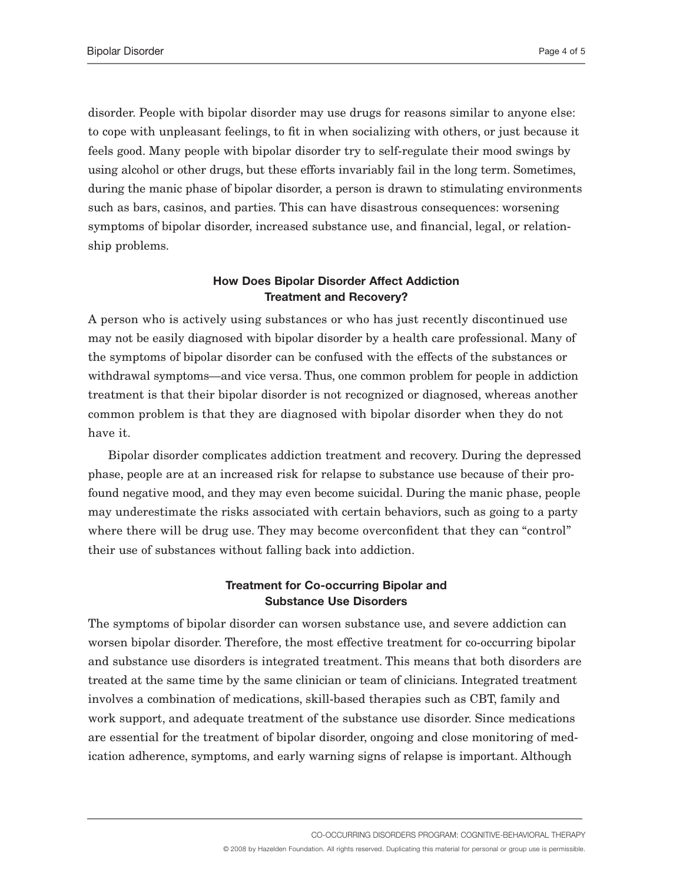disorder. People with bipolar disorder may use drugs for reasons similar to anyone else: to cope with unpleasant feelings, to fit in when socializing with others, or just because it feels good. Many people with bipolar disorder try to self-regulate their mood swings by using alcohol or other drugs, but these efforts invariably fail in the long term. Sometimes, during the manic phase of bipolar disorder, a person is drawn to stimulating environments such as bars, casinos, and parties. This can have disastrous consequences: worsening symptoms of bipolar disorder, increased substance use, and financial, legal, or relationship problems.

## How Does Bipolar Disorder Affect Addiction Treatment and Recovery?

A person who is actively using substances or who has just recently discontinued use may not be easily diagnosed with bipolar disorder by a health care professional. Many of the symptoms of bipolar disorder can be confused with the effects of the substances or withdrawal symptoms—and vice versa. Thus, one common problem for people in addiction treatment is that their bipolar disorder is not recognized or diagnosed, whereas another common problem is that they are diagnosed with bipolar disorder when they do not have it.

Bipolar disorder complicates addiction treatment and recovery. During the depressed phase, people are at an increased risk for relapse to substance use because of their profound negative mood, and they may even become suicidal. During the manic phase, people may underestimate the risks associated with certain behaviors, such as going to a party where there will be drug use. They may become overconfident that they can "control" their use of substances without falling back into addiction.

## Treatment for Co-occurring Bipolar and Substance Use Disorders

The symptoms of bipolar disorder can worsen substance use, and severe addiction can worsen bipolar disorder. Therefore, the most effective treatment for co-occurring bipolar and substance use disorders is integrated treatment. This means that both disorders are treated at the same time by the same clinician or team of clinicians. Integrated treatment involves a combination of medications, skill-based therapies such as CBT, family and work support, and adequate treatment of the substance use disorder. Since medications are essential for the treatment of bipolar disorder, ongoing and close monitoring of medication adherence, symptoms, and early warning signs of relapse is important. Although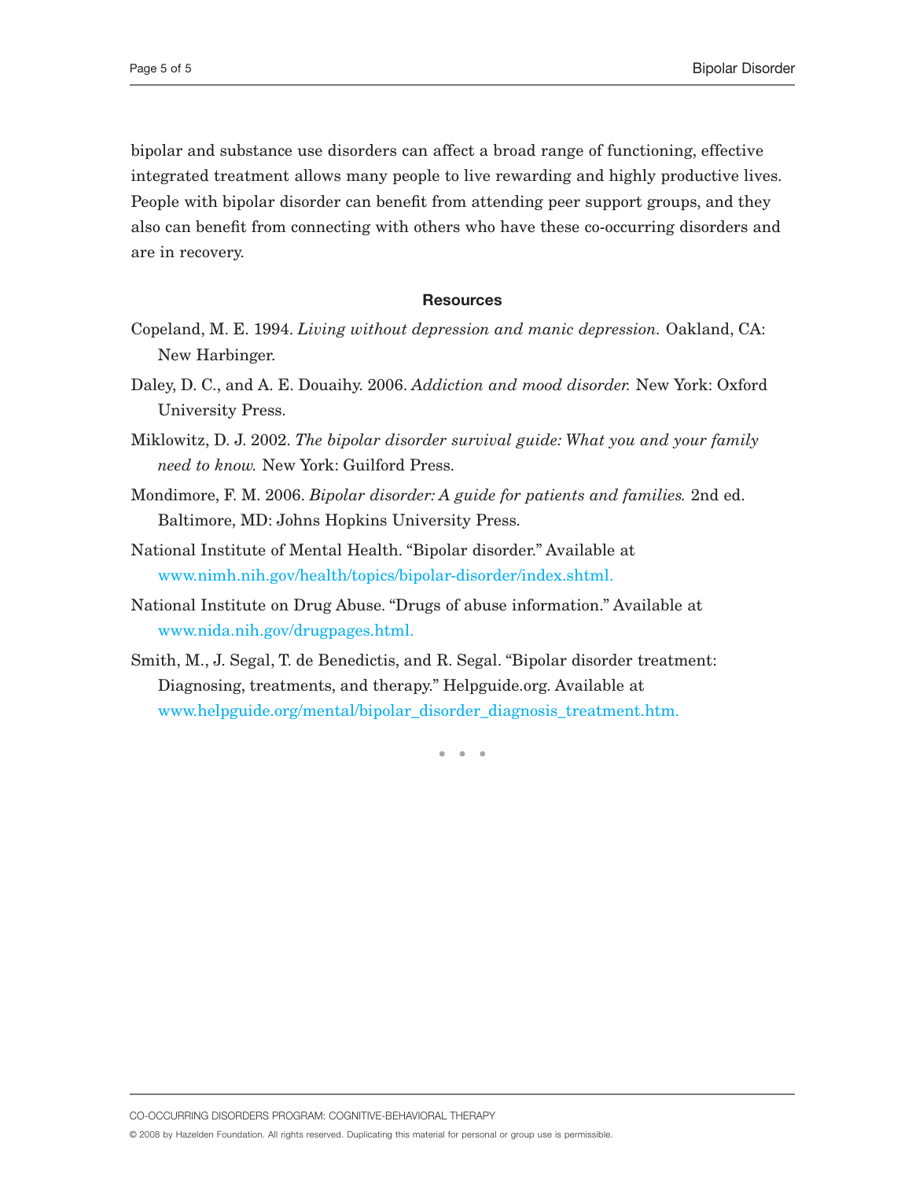bipolar and substance use disorders can affect a broad range of functioning, effective integrated treatment allows many people to live rewarding and highly productive lives. People with bipolar disorder can benefit from attending peer support groups, and they also can benefit from connecting with others who have these co-occurring disorders and are in recovery.

## Resources

Copeland, M. E. 1994. *Living without depression and manic depression.* Oakland, CA: New Harbinger.

Daley, D. C., and A. E. Douaihy. 2006. *Addiction and mood disorder.* New York: Oxford University Press.

Miklowitz, D. J. 2002. *The bipolar disorder survival guide: What you and your family need to know.* New York: Guilford Press.

Mondimore, F. M. 2006. *Bipolar disorder: A guide for patients and families.* 2nd ed. Baltimore, MD: Johns Hopkins University Press.

National Institute of Mental Health. "Bipolar disorder." Available at www.nimh.nih.gov/health/topics/bipolar-disorder/index.shtml.

National Institute on Drug Abuse. "Drugs of abuse information." Available at www.nida.nih.gov/drugpages.html.

Smith, M., J. Segal, T. de Benedictis, and R. Segal. "Bipolar disorder treatment: Diagnosing, treatments, and therapy." Helpguide.org. Available at www.helpguide.org/mental/bipolar_disorder_diagnosis_treatment.htm.

• • •

CO-OCCURRING DISORDERS PROGRAM: COGNITIVE-BEHAVIORAL THERAPY

© 2008 by Hazelden Foundation. All rights reserved. Duplicating this material for personal or group use is permissible.